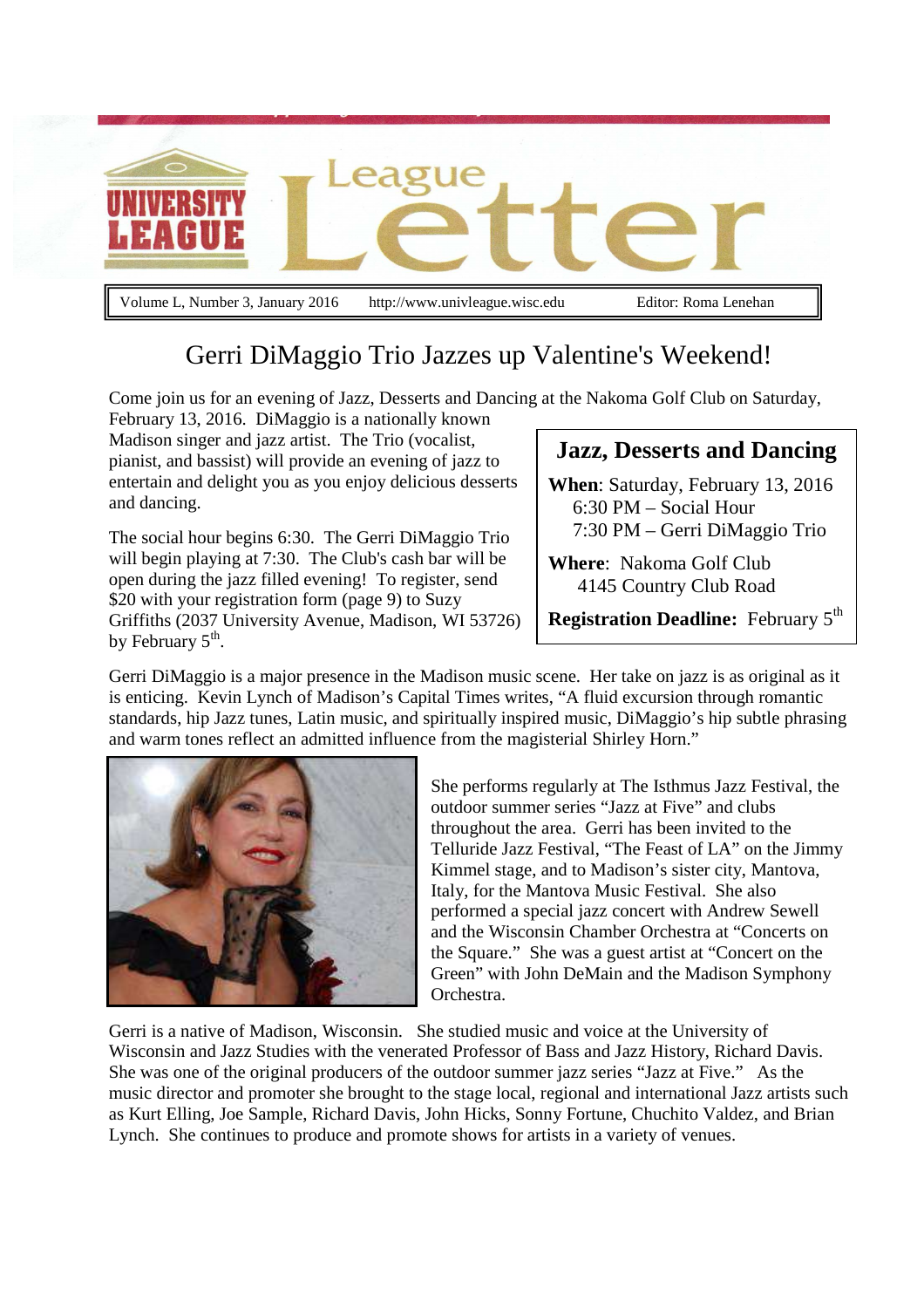# University League — League Letter

Volume L, Number 3, January 2016 http://www.univleague.wisc.edu Editor: Roma Lenehan

## Gerri DiMaggio Trio Jazzes up Valentine's Weekend!

Come join us for an evening of Jazz, Desserts and Dancing at the Nakoma Golf Club on Saturday, February 13, 2016. DiMaggio is a nationally known Madison singer and jazz artist. The Trio (vocalist, pianist, and bassist) will provide an evening of jazz to entertain and delight you as you enjoy delicious desserts and dancing.

The social hour begins 6:30. The Gerri DiMaggio Trio will begin playing at 7:30. The Club's cash bar will be open during the jazz filled evening! To register, send $20 with your registration form (page 9) to Suzy Griffiths (2037 University Avenue, Madison, WI 53726) by February 5th.

### Jazz, Desserts and Dancing

**When**: Saturday, February 13, 2016
6:30 PM – Social Hour
7:30 PM – Gerri DiMaggio Trio

**Where**: Nakoma Golf Club
4145 Country Club Road

**Registration Deadline:** February 5th

Gerri DiMaggio is a major presence in the Madison music scene. Her take on jazz is as original as it is enticing. Kevin Lynch of Madison's Capital Times writes, "A fluid excursion through romantic standards, hip Jazz tunes, Latin music, and spiritually inspired music, DiMaggio's hip subtle phrasing and warm tones reflect an admitted influence from the magisterial Shirley Horn."

She performs regularly at The Isthmus Jazz Festival, the outdoor summer series "Jazz at Five" and clubs throughout the area. Gerri has been invited to the Telluride Jazz Festival, "The Feast of LA" on the Jimmy Kimmel stage, and to Madison's sister city, Mantova, Italy, for the Mantova Music Festival. She also performed a special jazz concert with Andrew Sewell and the Wisconsin Chamber Orchestra at "Concerts on the Square." She was a guest artist at "Concert on the Green" with John DeMain and the Madison Symphony Orchestra.

Gerri is a native of Madison, Wisconsin. She studied music and voice at the University of Wisconsin and Jazz Studies with the venerated Professor of Bass and Jazz History, Richard Davis. She was one of the original producers of the outdoor summer jazz series "Jazz at Five." As the music director and promoter she brought to the stage local, regional and international Jazz artists such as Kurt Elling, Joe Sample, Richard Davis, John Hicks, Sonny Fortune, Chuchito Valdez, and Brian Lynch. She continues to produce and promote shows for artists in a variety of venues.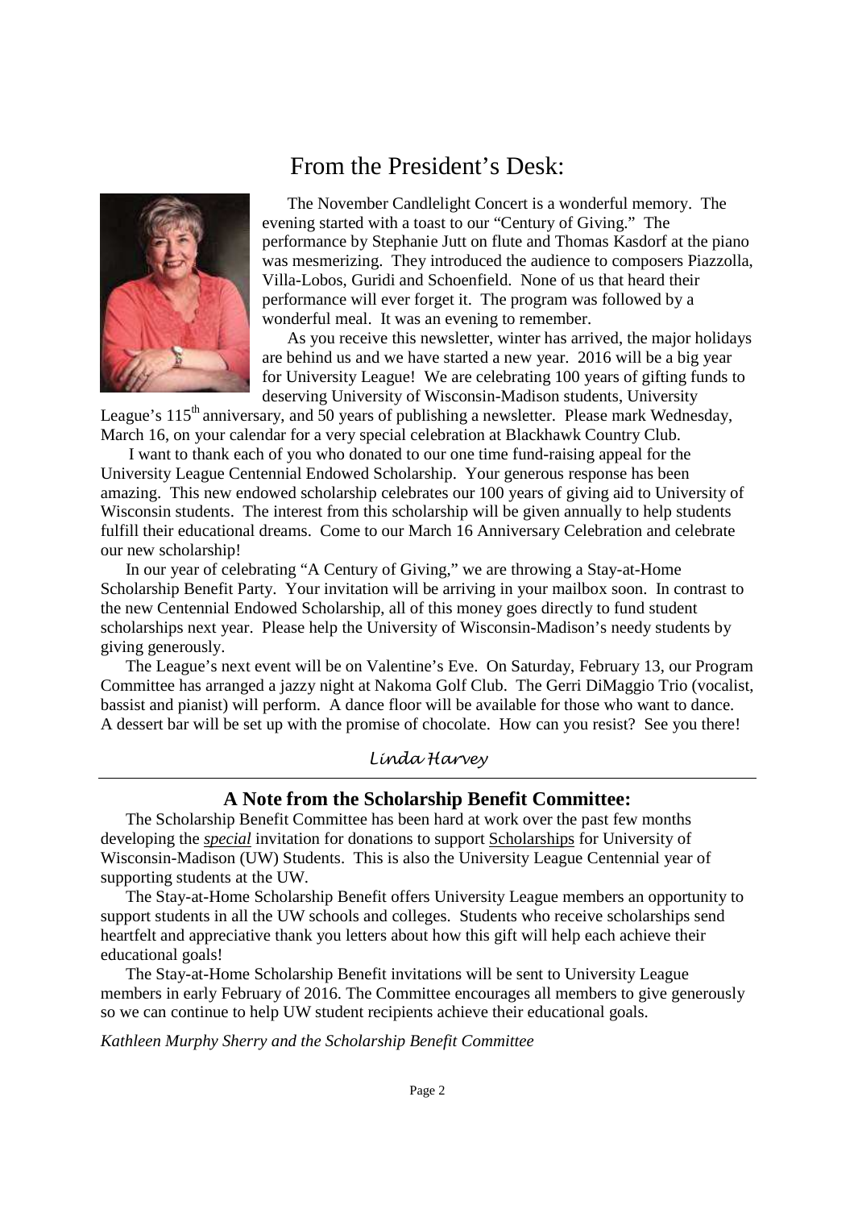# From the President's Desk:

The November Candlelight Concert is a wonderful memory. The evening started with a toast to our "Century of Giving." The performance by Stephanie Jutt on flute and Thomas Kasdorf at the piano was mesmerizing. They introduced the audience to composers Piazzolla, Villa-Lobos, Guridi and Schoenfield. None of us that heard their performance will ever forget it. The program was followed by a wonderful meal. It was an evening to remember.

As you receive this newsletter, winter has arrived, the major holidays are behind us and we have started a new year. 2016 will be a big year for University League! We are celebrating 100 years of gifting funds to deserving University of Wisconsin-Madison students, University League's 115th anniversary, and 50 years of publishing a newsletter. Please mark Wednesday, March 16, on your calendar for a very special celebration at Blackhawk Country Club.

I want to thank each of you who donated to our one time fund-raising appeal for the University League Centennial Endowed Scholarship. Your generous response has been amazing. This new endowed scholarship celebrates our 100 years of giving aid to University of Wisconsin students. The interest from this scholarship will be given annually to help students fulfill their educational dreams. Come to our March 16 Anniversary Celebration and celebrate our new scholarship!

In our year of celebrating "A Century of Giving," we are throwing a Stay-at-Home Scholarship Benefit Party. Your invitation will be arriving in your mailbox soon. In contrast to the new Centennial Endowed Scholarship, all of this money goes directly to fund student scholarships next year. Please help the University of Wisconsin-Madison's needy students by giving generously.

The League's next event will be on Valentine's Eve. On Saturday, February 13, our Program Committee has arranged a jazzy night at Nakoma Golf Club. The Gerri DiMaggio Trio (vocalist, bassist and pianist) will perform. A dance floor will be available for those who want to dance. A dessert bar will be set up with the promise of chocolate. How can you resist? See you there!

*Linda Harvey*

---

## A Note from the Scholarship Benefit Committee:

The Scholarship Benefit Committee has been hard at work over the past few months developing the ***special*** invitation for donations to support Scholarships for University of Wisconsin-Madison (UW) Students. This is also the University League Centennial year of supporting students at the UW.

The Stay-at-Home Scholarship Benefit offers University League members an opportunity to support students in all the UW schools and colleges. Students who receive scholarships send heartfelt and appreciative thank you letters about how this gift will help each achieve their educational goals!

The Stay-at-Home Scholarship Benefit invitations will be sent to University League members in early February of 2016. The Committee encourages all members to give generously so we can continue to help UW student recipients achieve their educational goals.

*Kathleen Murphy Sherry and the Scholarship Benefit Committee*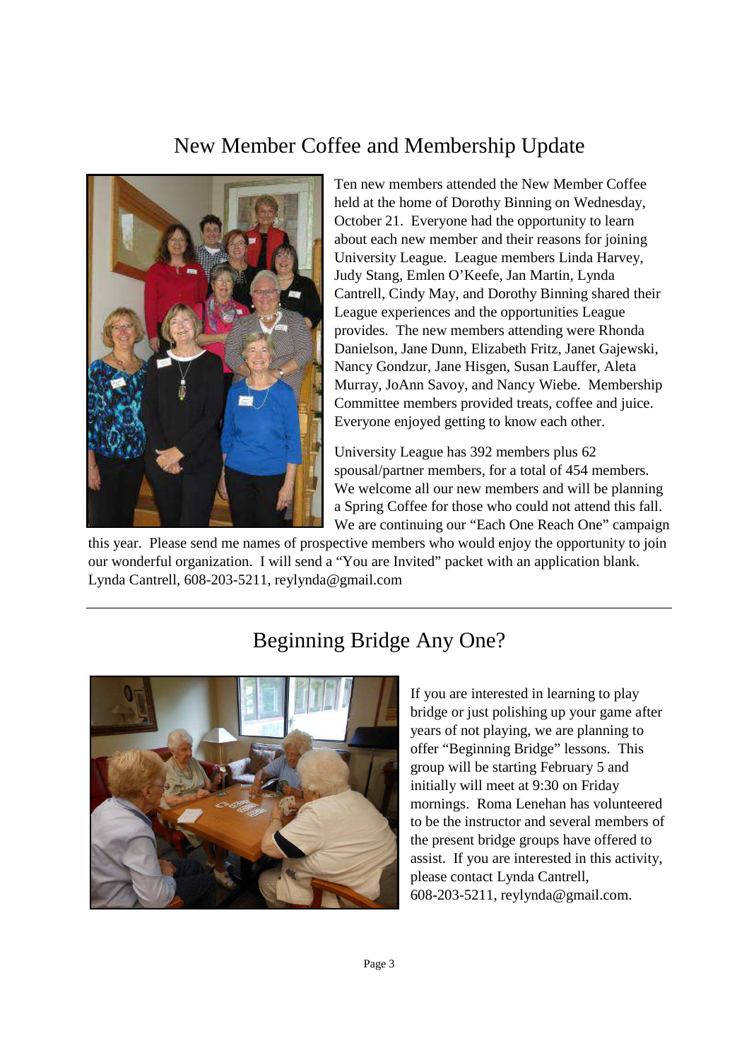## New Member Coffee and Membership Update

Ten new members attended the New Member Coffee held at the home of Dorothy Binning on Wednesday, October 21. Everyone had the opportunity to learn about each new member and their reasons for joining University League. League members Linda Harvey, Judy Stang, Emlen O'Keefe, Jan Martin, Lynda Cantrell, Cindy May, and Dorothy Binning shared their League experiences and the opportunities League provides. The new members attending were Rhonda Danielson, Jane Dunn, Elizabeth Fritz, Janet Gajewski, Nancy Gondzur, Jane Hisgen, Susan Lauffer, Aleta Murray, JoAnn Savoy, and Nancy Wiebe. Membership Committee members provided treats, coffee and juice. Everyone enjoyed getting to know each other.

University League has 392 members plus 62 spousal/partner members, for a total of 454 members. We welcome all our new members and will be planning a Spring Coffee for those who could not attend this fall. We are continuing our "Each One Reach One" campaign this year. Please send me names of prospective members who would enjoy the opportunity to join our wonderful organization. I will send a "You are Invited" packet with an application blank. Lynda Cantrell, 608-203-5211, reylynda@gmail.com

---

## Beginning Bridge Any One?

If you are interested in learning to play bridge or just polishing up your game after years of not playing, we are planning to offer "Beginning Bridge" lessons. This group will be starting February 5 and initially will meet at 9:30 on Friday mornings. Roma Lenehan has volunteered to be the instructor and several members of the present bridge groups have offered to assist. If you are interested in this activity, please contact Lynda Cantrell, 608-203-5211, reylynda@gmail.com.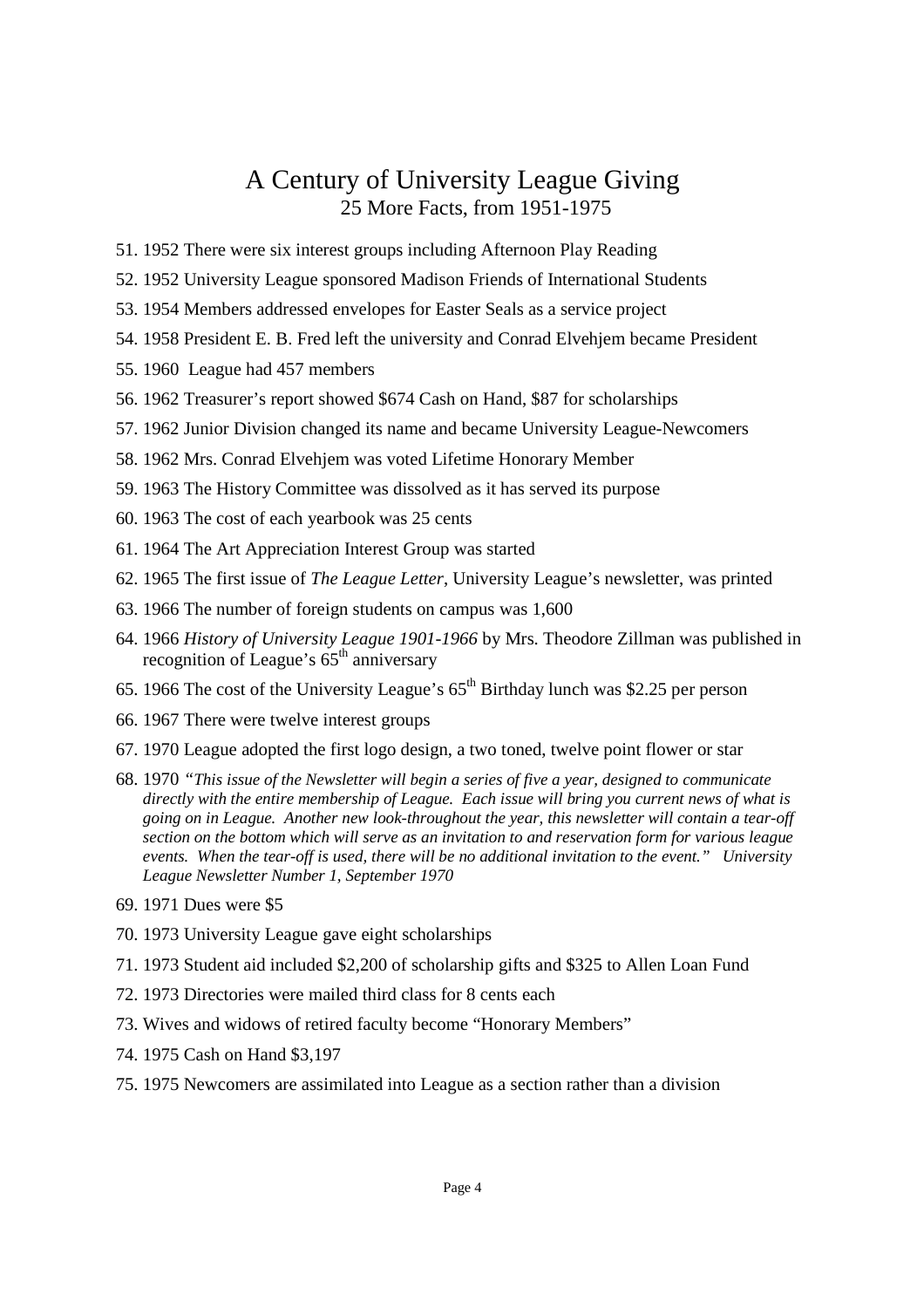# A Century of University League Giving

## 25 More Facts, from 1951-1975

51. 1952 There were six interest groups including Afternoon Play Reading
52. 1952 University League sponsored Madison Friends of International Students
53. 1954 Members addressed envelopes for Easter Seals as a service project
54. 1958 President E. B. Fred left the university and Conrad Elvehjem became President
55. 1960 League had 457 members
56. 1962 Treasurer's report showed $674 Cash on Hand, $87 for scholarships
57. 1962 Junior Division changed its name and became University League-Newcomers
58. 1962 Mrs. Conrad Elvehjem was voted Lifetime Honorary Member
59. 1963 The History Committee was dissolved as it has served its purpose
60. 1963 The cost of each yearbook was 25 cents
61. 1964 The Art Appreciation Interest Group was started
62. 1965 The first issue of *The League Letter*, University League's newsletter, was printed
63. 1966 The number of foreign students on campus was 1,600
64. 1966 *History of University League 1901-1966* by Mrs. Theodore Zillman was published in recognition of League's 65th anniversary
65. 1966 The cost of the University League's 65th Birthday lunch was $2.25 per person
66. 1967 There were twelve interest groups
67. 1970 League adopted the first logo design, a two toned, twelve point flower or star
68. 1970 *"This issue of the Newsletter will begin a series of five a year, designed to communicate directly with the entire membership of League. Each issue will bring you current news of what is going on in League. Another new look-throughout the year, this newsletter will contain a tear-off section on the bottom which will serve as an invitation to and reservation form for various league events. When the tear-off is used, there will be no additional invitation to the event." University League Newsletter Number 1, September 1970*
69. 1971 Dues were $5
70. 1973 University League gave eight scholarships
71. 1973 Student aid included $2,200 of scholarship gifts and $325 to Allen Loan Fund
72. 1973 Directories were mailed third class for 8 cents each
73. Wives and widows of retired faculty become "Honorary Members"
74. 1975 Cash on Hand $3,197
75. 1975 Newcomers are assimilated into League as a section rather than a division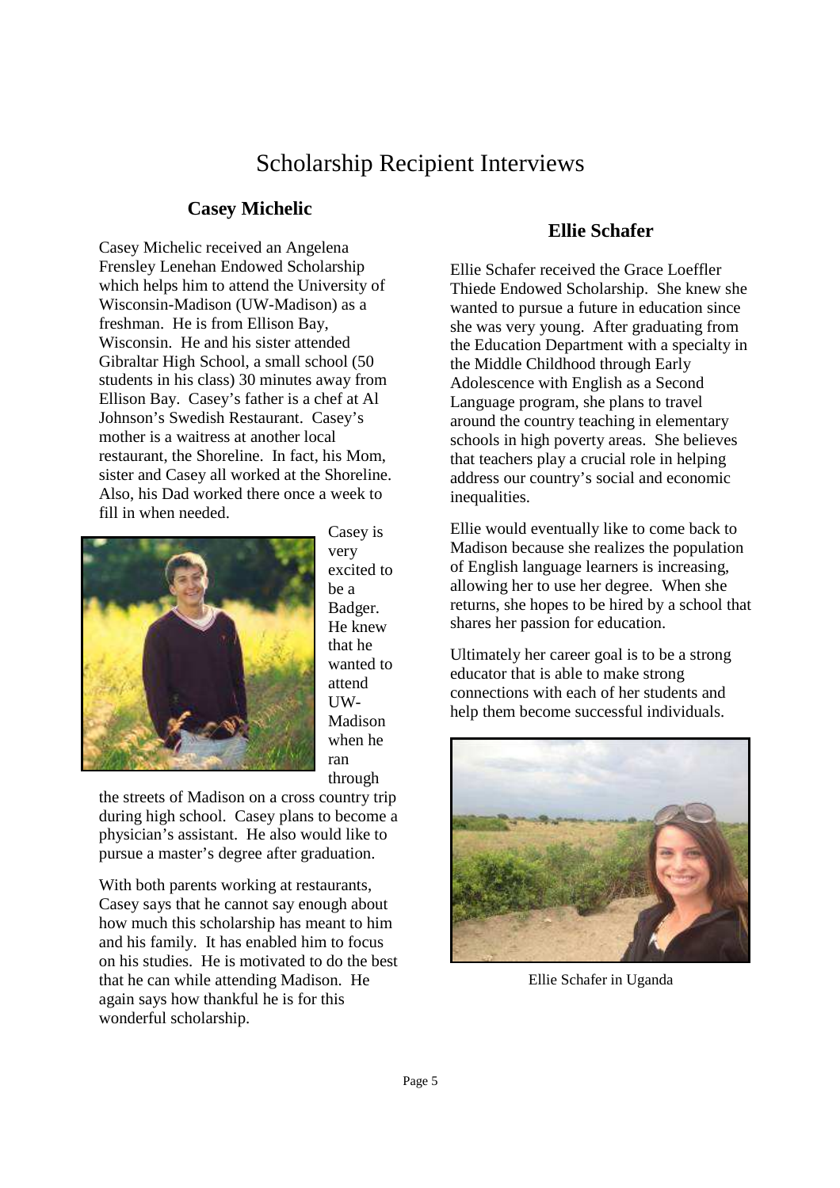# Scholarship Recipient Interviews

## Casey Michelic

Casey Michelic received an Angelena Frensley Lenehan Endowed Scholarship which helps him to attend the University of Wisconsin-Madison (UW-Madison) as a freshman. He is from Ellison Bay, Wisconsin. He and his sister attended Gibraltar High School, a small school (50 students in his class) 30 minutes away from Ellison Bay. Casey's father is a chef at Al Johnson's Swedish Restaurant. Casey's mother is a waitress at another local restaurant, the Shoreline. In fact, his Mom, sister and Casey all worked at the Shoreline. Also, his Dad worked there once a week to fill in when needed.

Casey is very excited to be a Badger. He knew that he wanted to attend UW-Madison when he ran through the streets of Madison on a cross country trip during high school. Casey plans to become a physician's assistant. He also would like to pursue a master's degree after graduation.

With both parents working at restaurants, Casey says that he cannot say enough about how much this scholarship has meant to him and his family. It has enabled him to focus on his studies. He is motivated to do the best that he can while attending Madison. He again says how thankful he is for this wonderful scholarship.

## Ellie Schafer

Ellie Schafer received the Grace Loeffler Thiede Endowed Scholarship. She knew she wanted to pursue a future in education since she was very young. After graduating from the Education Department with a specialty in the Middle Childhood through Early Adolescence with English as a Second Language program, she plans to travel around the country teaching in elementary schools in high poverty areas. She believes that teachers play a crucial role in helping address our country's social and economic inequalities.

Ellie would eventually like to come back to Madison because she realizes the population of English language learners is increasing, allowing her to use her degree. When she returns, she hopes to be hired by a school that shares her passion for education.

Ultimately her career goal is to be a strong educator that is able to make strong connections with each of her students and help them become successful individuals.

Ellie Schafer in Uganda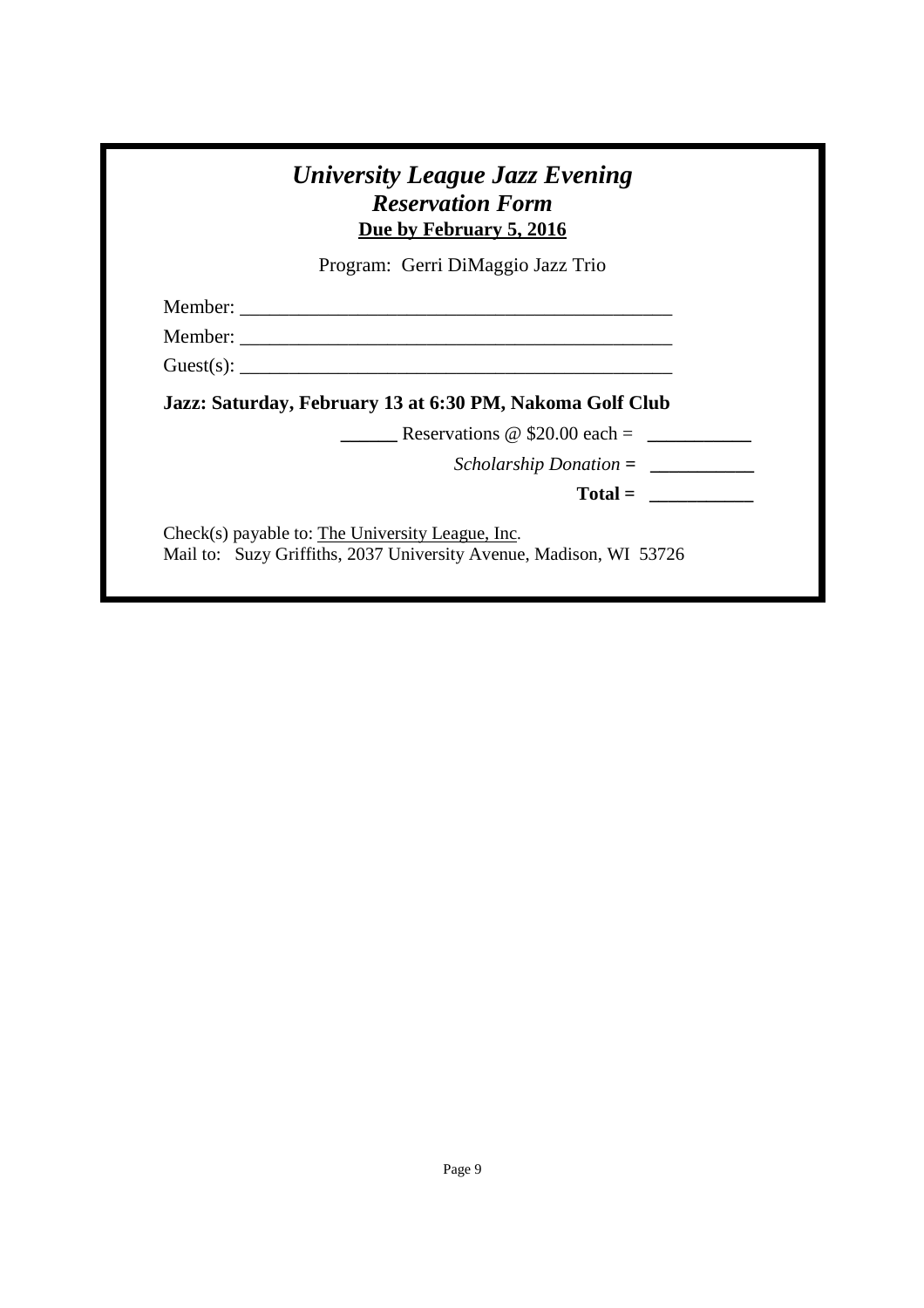# *University League Jazz Evening*

## *Reservation Form*

**Due by February 5, 2016**

Program: Gerri DiMaggio Jazz Trio

Member: _____________________________________________

Member: _____________________________________________

Guest(s): _____________________________________________

**Jazz: Saturday, February 13 at 6:30 PM, Nakoma Golf Club**

______ Reservations @ $20.00 each = ___________

*Scholarship Donation* = ___________

**Total =** ___________

Check(s) payable to: The University League, Inc.
Mail to: Suzy Griffiths, 2037 University Avenue, Madison, WI 53726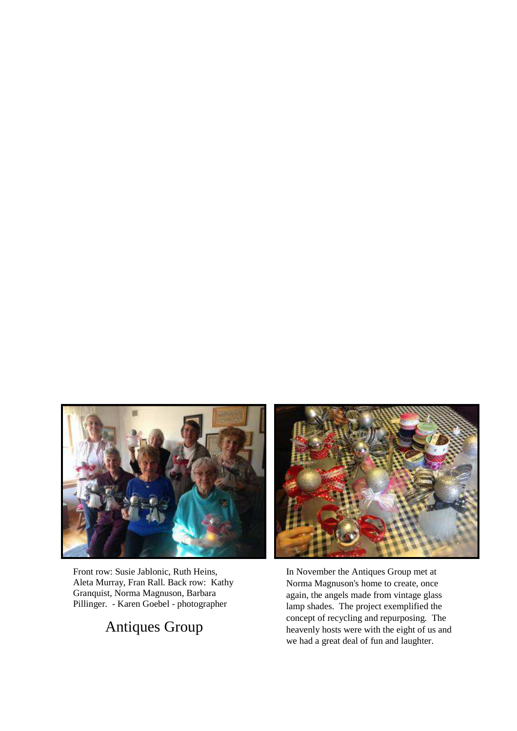Front row: Susie Jablonic, Ruth Heins, Aleta Murray, Fran Rall. Back row: Kathy Granquist, Norma Magnuson, Barbara Pillinger. - Karen Goebel - photographer

## Antiques Group

In November the Antiques Group met at Norma Magnuson's home to create, once again, the angels made from vintage glass lamp shades. The project exemplified the concept of recycling and repurposing. The heavenly hosts were with the eight of us and we had a great deal of fun and laughter.